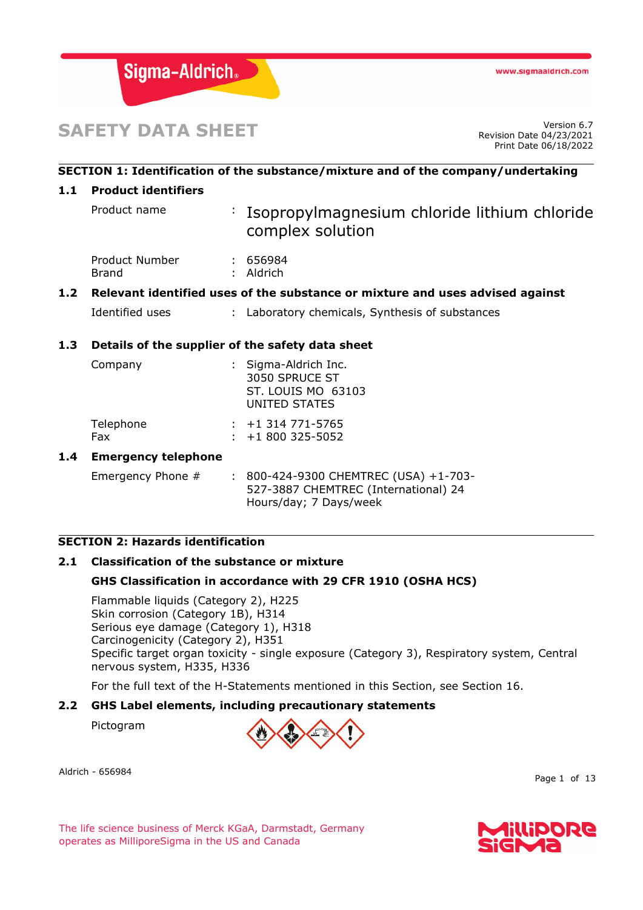# SAFETY DATA SHEET

Version 6.7
Revision Date 04/23/2021
Print Date 06/18/2022

## SECTION 1: Identification of the substance/mixture and of the company/undertaking

### 1.1 Product identifiers

Product name : Isopropylmagnesium chloride lithium chloride complex solution

Product Number : 656984
Brand : Aldrich

### 1.2 Relevant identified uses of the substance or mixture and uses advised against

Identified uses : Laboratory chemicals, Synthesis of substances

### 1.3 Details of the supplier of the safety data sheet

Company : Sigma-Aldrich Inc.
3050 SPRUCE ST
ST. LOUIS MO 63103
UNITED STATES

Telephone : +1 314 771-5765
Fax : +1 800 325-5052

### 1.4 Emergency telephone

Emergency Phone # : 800-424-9300 CHEMTREC (USA) +1-703-527-3887 CHEMTREC (International) 24 Hours/day; 7 Days/week

## SECTION 2: Hazards identification

### 2.1 Classification of the substance or mixture

**GHS Classification in accordance with 29 CFR 1910 (OSHA HCS)**

Flammable liquids (Category 2), H225
Skin corrosion (Category 1B), H314
Serious eye damage (Category 1), H318
Carcinogenicity (Category 2), H351
Specific target organ toxicity - single exposure (Category 3), Respiratory system, Central nervous system, H335, H336

For the full text of the H-Statements mentioned in this Section, see Section 16.

### 2.2 GHS Label elements, including precautionary statements

Pictogram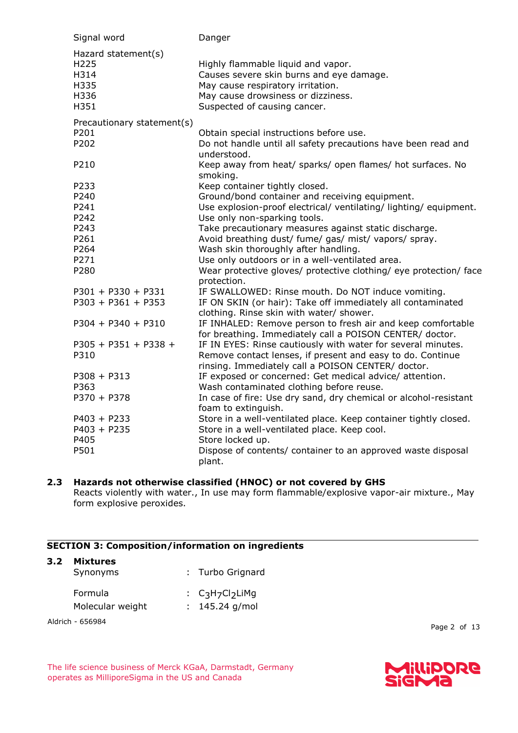| | |
|---|---|
| Signal word | Danger |

**Hazard statement(s)**

| | |
|---|---|
| H225 | Highly flammable liquid and vapor. |
| H314 | Causes severe skin burns and eye damage. |
| H335 | May cause respiratory irritation. |
| H336 | May cause drowsiness or dizziness. |
| H351 | Suspected of causing cancer. |

**Precautionary statement(s)**

| | |
|---|---|
| P201 | Obtain special instructions before use. |
| P202 | Do not handle until all safety precautions have been read and understood. |
| P210 | Keep away from heat/ sparks/ open flames/ hot surfaces. No smoking. |
| P233 | Keep container tightly closed. |
| P240 | Ground/bond container and receiving equipment. |
| P241 | Use explosion-proof electrical/ ventilating/ lighting/ equipment. |
| P242 | Use only non-sparking tools. |
| P243 | Take precautionary measures against static discharge. |
| P261 | Avoid breathing dust/ fume/ gas/ mist/ vapors/ spray. |
| P264 | Wash skin thoroughly after handling. |
| P271 | Use only outdoors or in a well-ventilated area. |
| P280 | Wear protective gloves/ protective clothing/ eye protection/ face protection. |
| P301 + P330 + P331 | IF SWALLOWED: Rinse mouth. Do NOT induce vomiting. |
| P303 + P361 + P353 | IF ON SKIN (or hair): Take off immediately all contaminated clothing. Rinse skin with water/ shower. |
| P304 + P340 + P310 | IF INHALED: Remove person to fresh air and keep comfortable for breathing. Immediately call a POISON CENTER/ doctor. |
| P305 + P351 + P338 + P310 | IF IN EYES: Rinse cautiously with water for several minutes. Remove contact lenses, if present and easy to do. Continue rinsing. Immediately call a POISON CENTER/ doctor. |
| P308 + P313 | IF exposed or concerned: Get medical advice/ attention. |
| P363 | Wash contaminated clothing before reuse. |
| P370 + P378 | In case of fire: Use dry sand, dry chemical or alcohol-resistant foam to extinguish. |
| P403 + P233 | Store in a well-ventilated place. Keep container tightly closed. |
| P403 + P235 | Store in a well-ventilated place. Keep cool. |
| P405 | Store locked up. |
| P501 | Dispose of contents/ container to an approved waste disposal plant. |

### 2.3 Hazards not otherwise classified (HNOC) or not covered by GHS

Reacts violently with water., In use may form flammable/explosive vapor-air mixture., May form explosive peroxides.

## SECTION 3: Composition/information on ingredients

### 3.2 Mixtures

| | | |
|---|---|---|
| Synonyms | : | Turbo Grignard |
| Formula | : | $C_3H_7Cl_2LiMg$ |
| Molecular weight | : | 145.24 g/mol |

Aldrich - 656984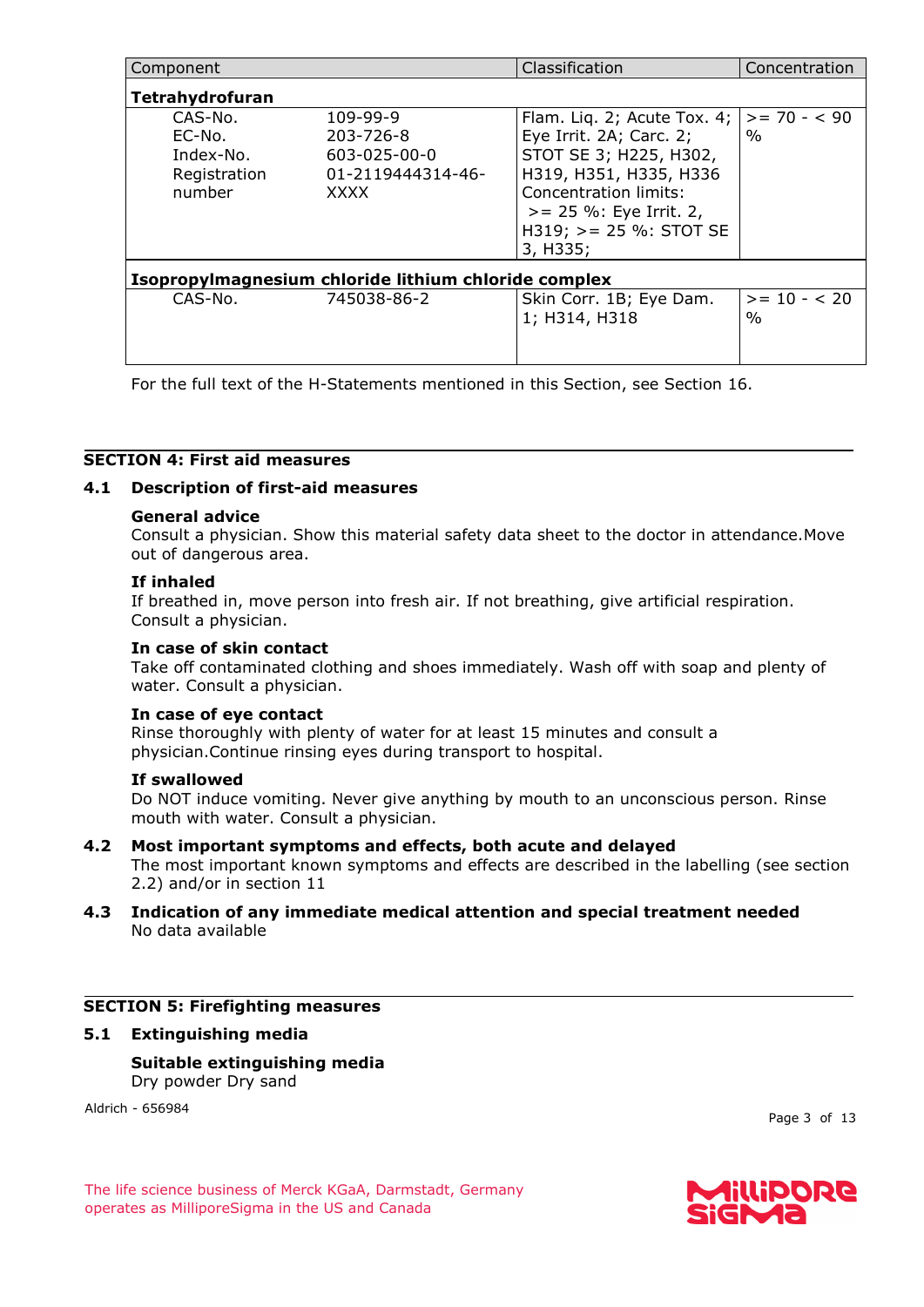| Component | | Classification | Concentration |
|---|---|---|---|
| **Tetrahydrofuran** | | | |
| CAS-No.<br>EC-No.<br>Index-No.<br>Registration number | 109-99-9<br>203-726-8<br>603-025-00-0<br>01-2119444314-46-XXXX | Flam. Liq. 2; Acute Tox. 4; Eye Irrit. 2A; Carc. 2; STOT SE 3; H225, H302, H319, H351, H335, H336<br>Concentration limits:<br>>= 25 %: Eye Irrit. 2, H319; >= 25 %: STOT SE 3, H335; | >= 70 - < 90 % |
| **Isopropylmagnesium chloride lithium chloride complex** | | | |
| CAS-No. | 745038-86-2 | Skin Corr. 1B; Eye Dam. 1; H314, H318 | >= 10 - < 20 % |

For the full text of the H-Statements mentioned in this Section, see Section 16.

## SECTION 4: First aid measures

### 4.1 Description of first-aid measures

**General advice**
Consult a physician. Show this material safety data sheet to the doctor in attendance.Move out of dangerous area.

**If inhaled**
If breathed in, move person into fresh air. If not breathing, give artificial respiration. Consult a physician.

**In case of skin contact**
Take off contaminated clothing and shoes immediately. Wash off with soap and plenty of water. Consult a physician.

**In case of eye contact**
Rinse thoroughly with plenty of water for at least 15 minutes and consult a physician.Continue rinsing eyes during transport to hospital.

**If swallowed**
Do NOT induce vomiting. Never give anything by mouth to an unconscious person. Rinse mouth with water. Consult a physician.

### 4.2 Most important symptoms and effects, both acute and delayed

The most important known symptoms and effects are described in the labelling (see section 2.2) and/or in section 11

### 4.3 Indication of any immediate medical attention and special treatment needed

No data available

## SECTION 5: Firefighting measures

### 5.1 Extinguishing media

**Suitable extinguishing media**
Dry powder Dry sand

Aldrich - 656984

The life science business of Merck KGaA, Darmstadt, Germany operates as MilliporeSigma in the US and Canada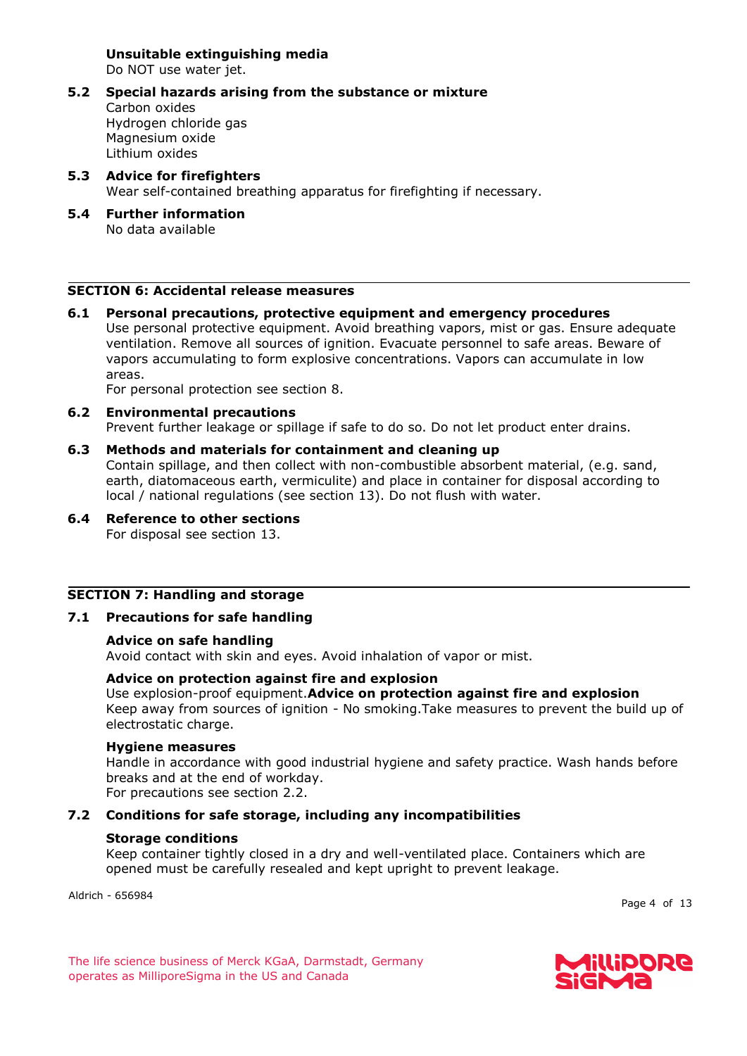**Unsuitable extinguishing media**
Do NOT use water jet.

**5.2 Special hazards arising from the substance or mixture**
Carbon oxides
Hydrogen chloride gas
Magnesium oxide
Lithium oxides

**5.3 Advice for firefighters**
Wear self-contained breathing apparatus for firefighting if necessary.

**5.4 Further information**
No data available

## SECTION 6: Accidental release measures

**6.1 Personal precautions, protective equipment and emergency procedures**
Use personal protective equipment. Avoid breathing vapors, mist or gas. Ensure adequate ventilation. Remove all sources of ignition. Evacuate personnel to safe areas. Beware of vapors accumulating to form explosive concentrations. Vapors can accumulate in low areas.
For personal protection see section 8.

**6.2 Environmental precautions**
Prevent further leakage or spillage if safe to do so. Do not let product enter drains.

**6.3 Methods and materials for containment and cleaning up**
Contain spillage, and then collect with non-combustible absorbent material, (e.g. sand, earth, diatomaceous earth, vermiculite) and place in container for disposal according to local / national regulations (see section 13). Do not flush with water.

**6.4 Reference to other sections**
For disposal see section 13.

## SECTION 7: Handling and storage

**7.1 Precautions for safe handling**

**Advice on safe handling**
Avoid contact with skin and eyes. Avoid inhalation of vapor or mist.

**Advice on protection against fire and explosion**
Use explosion-proof equipment.**Advice on protection against fire and explosion**
Keep away from sources of ignition - No smoking.Take measures to prevent the build up of electrostatic charge.

**Hygiene measures**
Handle in accordance with good industrial hygiene and safety practice. Wash hands before breaks and at the end of workday.
For precautions see section 2.2.

**7.2 Conditions for safe storage, including any incompatibilities**

**Storage conditions**
Keep container tightly closed in a dry and well-ventilated place. Containers which are opened must be carefully resealed and kept upright to prevent leakage.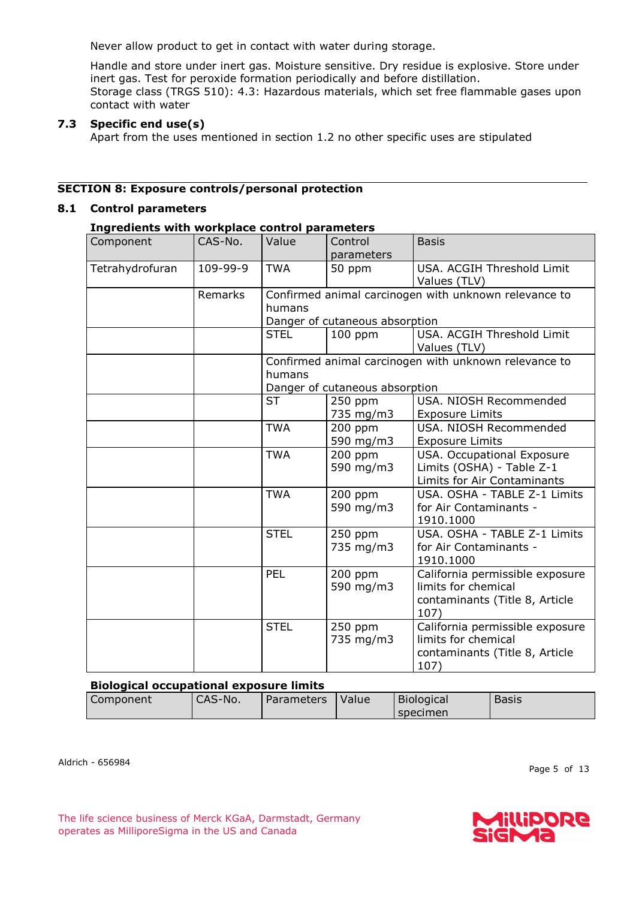Never allow product to get in contact with water during storage.

Handle and store under inert gas. Moisture sensitive. Dry residue is explosive. Store under inert gas. Test for peroxide formation periodically and before distillation.
Storage class (TRGS 510): 4.3: Hazardous materials, which set free flammable gases upon contact with water

### 7.3 Specific end use(s)

Apart from the uses mentioned in section 1.2 no other specific uses are stipulated

## SECTION 8: Exposure controls/personal protection

### 8.1 Control parameters

**Ingredients with workplace control parameters**

| Component | CAS-No. | Value | Control parameters | Basis |
|---|---|---|---|---|
| Tetrahydrofuran | 109-99-9 | TWA | 50 ppm | USA. ACGIH Threshold Limit Values (TLV) |
| | Remarks | Confirmed animal carcinogen with unknown relevance to humans<br>Danger of cutaneous absorption | | |
| | | STEL | 100 ppm | USA. ACGIH Threshold Limit Values (TLV) |
| | | Confirmed animal carcinogen with unknown relevance to humans<br>Danger of cutaneous absorption | | |
| | | ST | 250 ppm<br>735 mg/m3 | USA. NIOSH Recommended Exposure Limits |
| | | TWA | 200 ppm<br>590 mg/m3 | USA. NIOSH Recommended Exposure Limits |
| | | TWA | 200 ppm<br>590 mg/m3 | USA. Occupational Exposure Limits (OSHA) - Table Z-1 Limits for Air Contaminants |
| | | TWA | 200 ppm<br>590 mg/m3 | USA. OSHA - TABLE Z-1 Limits for Air Contaminants - 1910.1000 |
| | | STEL | 250 ppm<br>735 mg/m3 | USA. OSHA - TABLE Z-1 Limits for Air Contaminants - 1910.1000 |
| | | PEL | 200 ppm<br>590 mg/m3 | California permissible exposure limits for chemical contaminants (Title 8, Article 107) |
| | | STEL | 250 ppm<br>735 mg/m3 | California permissible exposure limits for chemical contaminants (Title 8, Article 107) |

**Biological occupational exposure limits**

| Component | CAS-No. | Parameters | Value | Biological specimen | Basis |
|---|---|---|---|---|---|

Aldrich - 656984

The life science business of Merck KGaA, Darmstadt, Germany operates as MilliporeSigma in the US and Canada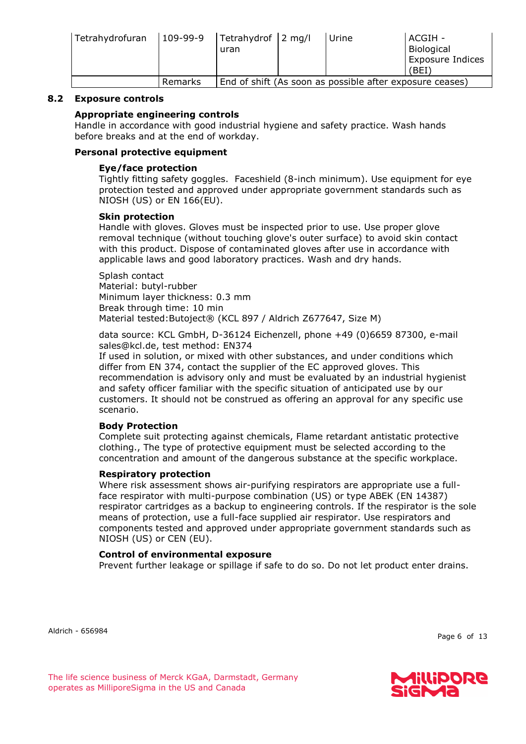| Tetrahydrofuran | 109-99-9 | Tetrahydrofuran | 2 mg/l | Urine | ACGIH - Biological Exposure Indices (BEI) |
|---|---|---|---|---|---|
| | Remarks | End of shift (As soon as possible after exposure ceases) | | | |

## 8.2 Exposure controls

### Appropriate engineering controls

Handle in accordance with good industrial hygiene and safety practice. Wash hands before breaks and at the end of workday.

### Personal protective equipment

**Eye/face protection**

Tightly fitting safety goggles. Faceshield (8-inch minimum). Use equipment for eye protection tested and approved under appropriate government standards such as NIOSH (US) or EN 166(EU).

**Skin protection**

Handle with gloves. Gloves must be inspected prior to use. Use proper glove removal technique (without touching glove's outer surface) to avoid skin contact with this product. Dispose of contaminated gloves after use in accordance with applicable laws and good laboratory practices. Wash and dry hands.

Splash contact
Material: butyl-rubber
Minimum layer thickness: 0.3 mm
Break through time: 10 min
Material tested:Butoject® (KCL 897 / Aldrich Z677647, Size M)

data source: KCL GmbH, D-36124 Eichenzell, phone +49 (0)6659 87300, e-mail sales@kcl.de, test method: EN374
If used in solution, or mixed with other substances, and under conditions which differ from EN 374, contact the supplier of the EC approved gloves. This recommendation is advisory only and must be evaluated by an industrial hygienist and safety officer familiar with the specific situation of anticipated use by our customers. It should not be construed as offering an approval for any specific use scenario.

**Body Protection**

Complete suit protecting against chemicals, Flame retardant antistatic protective clothing., The type of protective equipment must be selected according to the concentration and amount of the dangerous substance at the specific workplace.

**Respiratory protection**

Where risk assessment shows air-purifying respirators are appropriate use a full-face respirator with multi-purpose combination (US) or type ABEK (EN 14387) respirator cartridges as a backup to engineering controls. If the respirator is the sole means of protection, use a full-face supplied air respirator. Use respirators and components tested and approved under appropriate government standards such as NIOSH (US) or CEN (EU).

**Control of environmental exposure**

Prevent further leakage or spillage if safe to do so. Do not let product enter drains.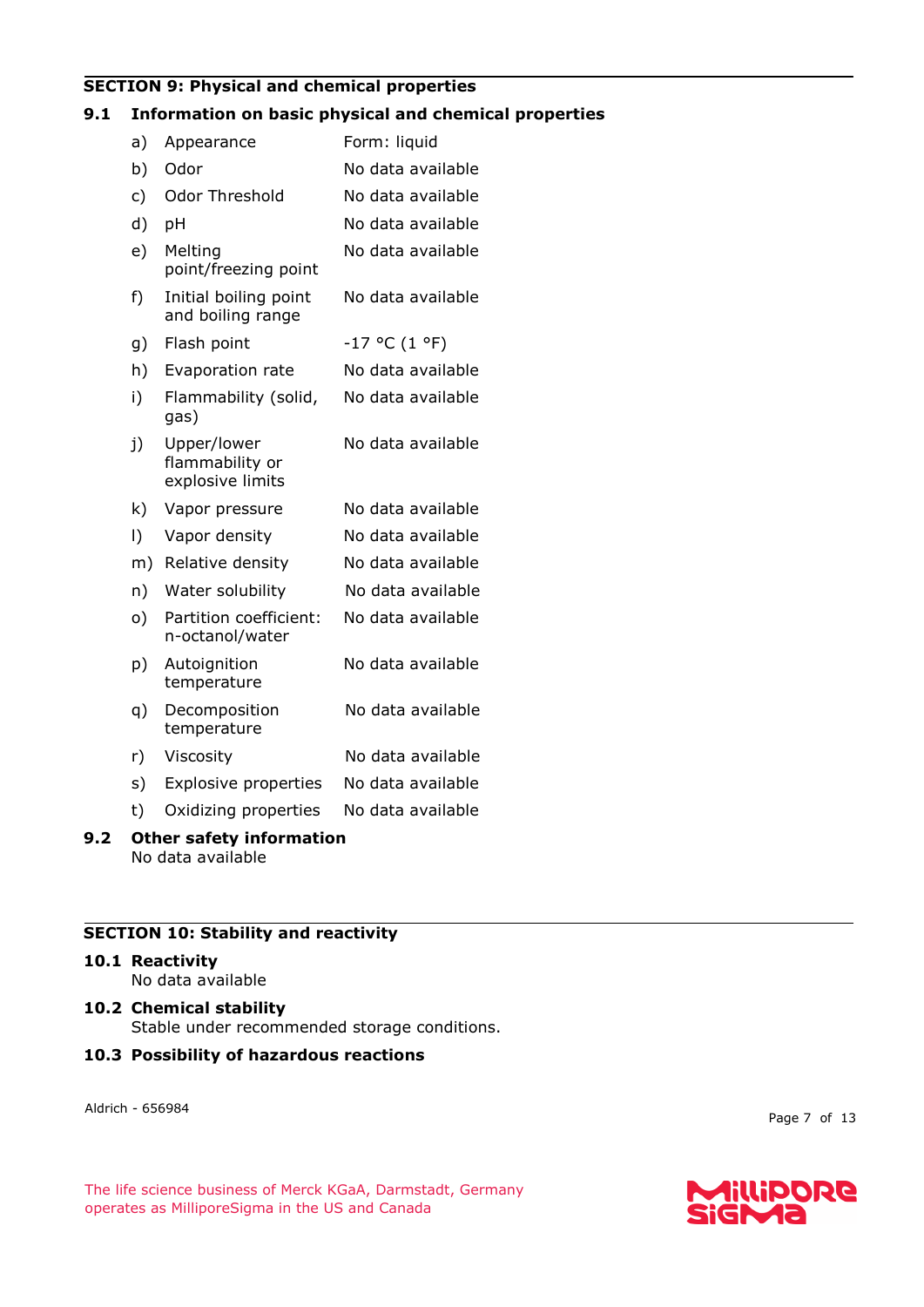## SECTION 9: Physical and chemical properties

### 9.1 Information on basic physical and chemical properties

| | | |
|---|---|---|
| a) | Appearance | Form: liquid |
| b) | Odor | No data available |
| c) | Odor Threshold | No data available |
| d) | pH | No data available |
| e) | Melting point/freezing point | No data available |
| f) | Initial boiling point and boiling range | No data available |
| g) | Flash point | -17 °C (1 °F) |
| h) | Evaporation rate | No data available |
| i) | Flammability (solid, gas) | No data available |
| j) | Upper/lower flammability or explosive limits | No data available |
| k) | Vapor pressure | No data available |
| l) | Vapor density | No data available |
| m) | Relative density | No data available |
| n) | Water solubility | No data available |
| o) | Partition coefficient: n-octanol/water | No data available |
| p) | Autoignition temperature | No data available |
| q) | Decomposition temperature | No data available |
| r) | Viscosity | No data available |
| s) | Explosive properties | No data available |
| t) | Oxidizing properties | No data available |

### 9.2 Other safety information

No data available

## SECTION 10: Stability and reactivity

### 10.1 Reactivity

No data available

### 10.2 Chemical stability

Stable under recommended storage conditions.

### 10.3 Possibility of hazardous reactions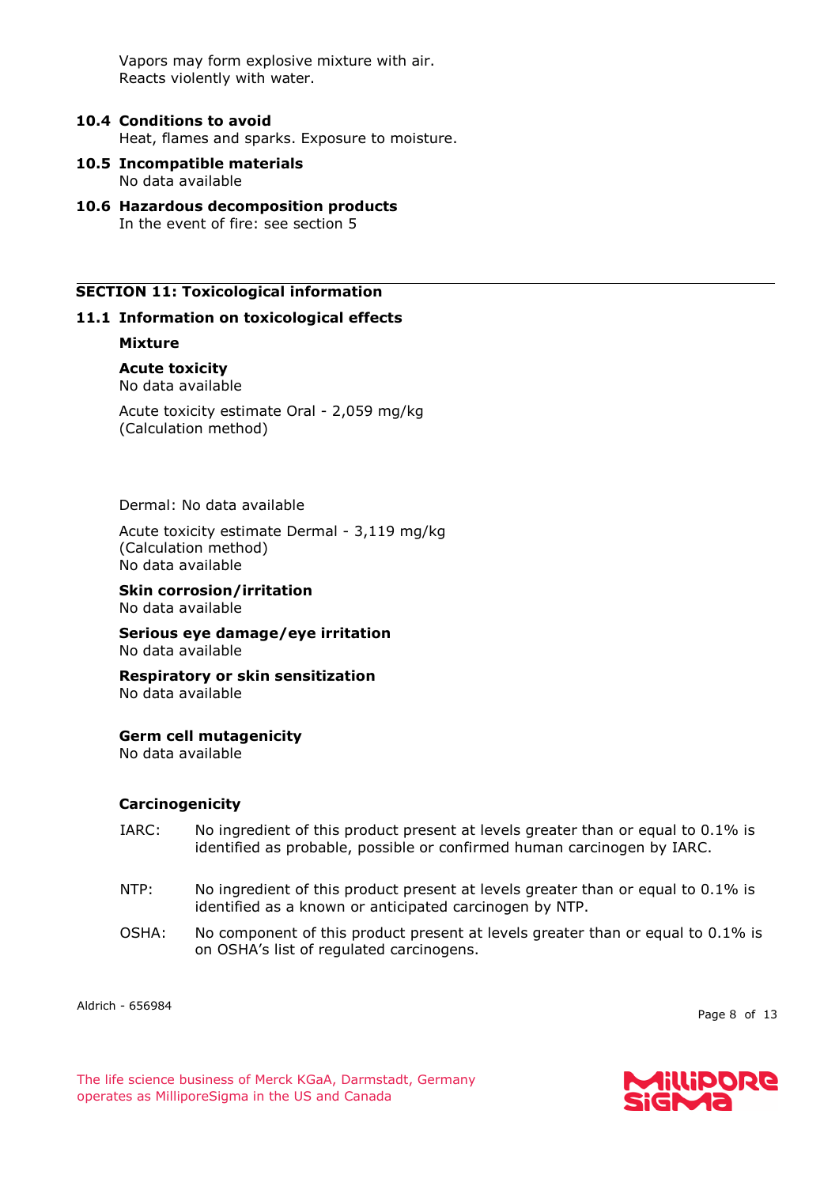Vapors may form explosive mixture with air.
Reacts violently with water.

**10.4 Conditions to avoid**

Heat, flames and sparks. Exposure to moisture.

**10.5 Incompatible materials**

No data available

**10.6 Hazardous decomposition products**

In the event of fire: see section 5

## SECTION 11: Toxicological information

### 11.1 Information on toxicological effects

**Mixture**

**Acute toxicity**

No data available

Acute toxicity estimate Oral - 2,059 mg/kg
(Calculation method)

Dermal: No data available

Acute toxicity estimate Dermal - 3,119 mg/kg
(Calculation method)
No data available

**Skin corrosion/irritation**

No data available

**Serious eye damage/eye irritation**

No data available

**Respiratory or skin sensitization**

No data available

**Germ cell mutagenicity**

No data available

**Carcinogenicity**

IARC: No ingredient of this product present at levels greater than or equal to 0.1% is identified as probable, possible or confirmed human carcinogen by IARC.

NTP: No ingredient of this product present at levels greater than or equal to 0.1% is identified as a known or anticipated carcinogen by NTP.

OSHA: No component of this product present at levels greater than or equal to 0.1% is on OSHA's list of regulated carcinogens.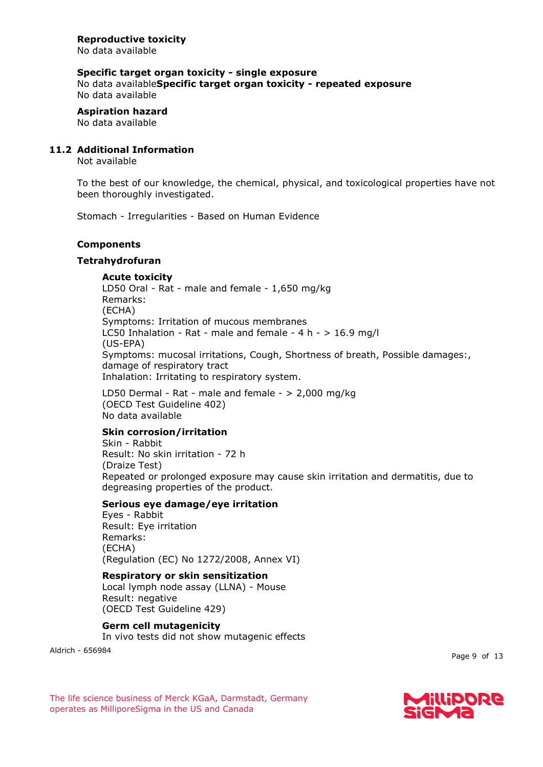**Reproductive toxicity**
No data available

**Specific target organ toxicity - single exposure**
No data available**Specific target organ toxicity - repeated exposure**
No data available

**Aspiration hazard**
No data available

## 11.2 Additional Information

Not available

To the best of our knowledge, the chemical, physical, and toxicological properties have not been thoroughly investigated.

Stomach - Irregularities - Based on Human Evidence

**Components**

**Tetrahydrofuran**

**Acute toxicity**
LD50 Oral - Rat - male and female - 1,650 mg/kg
Remarks:
(ECHA)
Symptoms: Irritation of mucous membranes
LC50 Inhalation - Rat - male and female - 4 h - > 16.9 mg/l
(US-EPA)
Symptoms: mucosal irritations, Cough, Shortness of breath, Possible damages:, damage of respiratory tract
Inhalation: Irritating to respiratory system.

LD50 Dermal - Rat - male and female - > 2,000 mg/kg
(OECD Test Guideline 402)
No data available

**Skin corrosion/irritation**
Skin - Rabbit
Result: No skin irritation - 72 h
(Draize Test)
Repeated or prolonged exposure may cause skin irritation and dermatitis, due to degreasing properties of the product.

**Serious eye damage/eye irritation**
Eyes - Rabbit
Result: Eye irritation
Remarks:
(ECHA)
(Regulation (EC) No 1272/2008, Annex VI)

**Respiratory or skin sensitization**
Local lymph node assay (LLNA) - Mouse
Result: negative
(OECD Test Guideline 429)

**Germ cell mutagenicity**
In vivo tests did not show mutagenic effects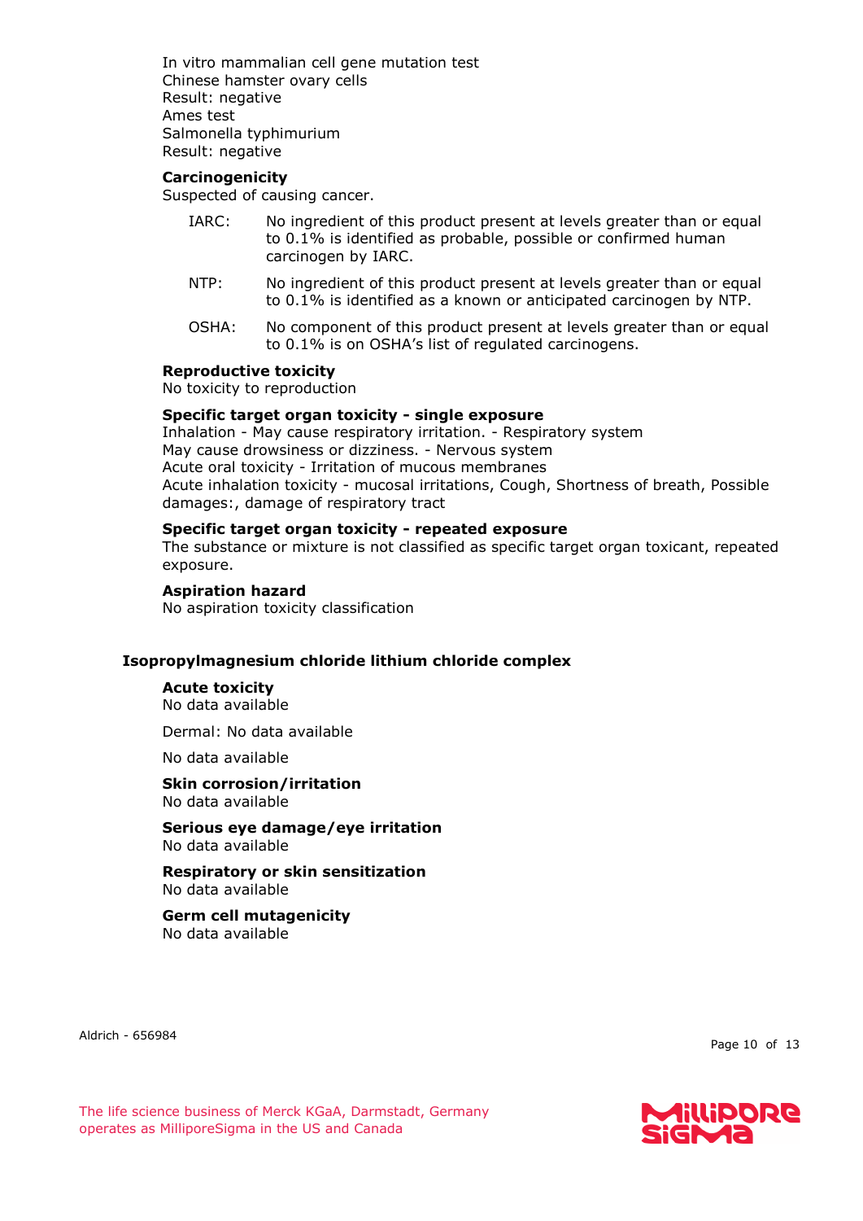In vitro mammalian cell gene mutation test
Chinese hamster ovary cells
Result: negative
Ames test
Salmonella typhimurium
Result: negative

**Carcinogenicity**
Suspected of causing cancer.

| | |
|---|---|
| IARC: | No ingredient of this product present at levels greater than or equal to 0.1% is identified as probable, possible or confirmed human carcinogen by IARC. |
| NTP: | No ingredient of this product present at levels greater than or equal to 0.1% is identified as a known or anticipated carcinogen by NTP. |
| OSHA: | No component of this product present at levels greater than or equal to 0.1% is on OSHA's list of regulated carcinogens. |

**Reproductive toxicity**
No toxicity to reproduction

**Specific target organ toxicity - single exposure**
Inhalation - May cause respiratory irritation. - Respiratory system
May cause drowsiness or dizziness. - Nervous system
Acute oral toxicity - Irritation of mucous membranes
Acute inhalation toxicity - mucosal irritations, Cough, Shortness of breath, Possible damages:, damage of respiratory tract

**Specific target organ toxicity - repeated exposure**
The substance or mixture is not classified as specific target organ toxicant, repeated exposure.

**Aspiration hazard**
No aspiration toxicity classification

### Isopropylmagnesium chloride lithium chloride complex

**Acute toxicity**
No data available

Dermal: No data available

No data available

**Skin corrosion/irritation**
No data available

**Serious eye damage/eye irritation**
No data available

**Respiratory or skin sensitization**
No data available

**Germ cell mutagenicity**
No data available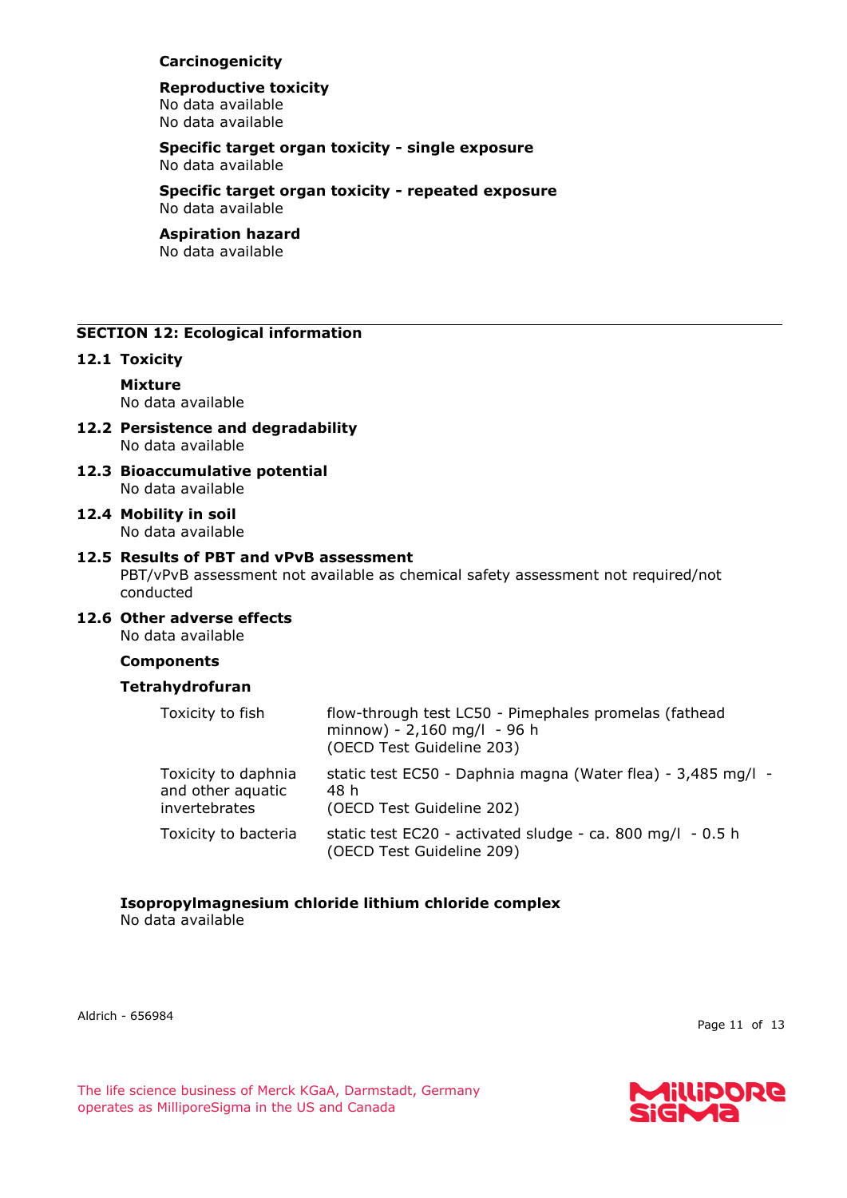**Carcinogenicity**

**Reproductive toxicity**
No data available
No data available

**Specific target organ toxicity - single exposure**
No data available

**Specific target organ toxicity - repeated exposure**
No data available

**Aspiration hazard**
No data available

## SECTION 12: Ecological information

### 12.1 Toxicity

**Mixture**
No data available

### 12.2 Persistence and degradability
No data available

### 12.3 Bioaccumulative potential
No data available

### 12.4 Mobility in soil
No data available

### 12.5 Results of PBT and vPvB assessment
PBT/vPvB assessment not available as chemical safety assessment not required/not conducted

### 12.6 Other adverse effects
No data available

**Components**

**Tetrahydrofuran**

| | |
|---|---|
| Toxicity to fish | flow-through test LC50 - Pimephales promelas (fathead minnow) - 2,160 mg/l - 96 h (OECD Test Guideline 203) |
| Toxicity to daphnia and other aquatic invertebrates | static test EC50 - Daphnia magna (Water flea) - 3,485 mg/l - 48 h (OECD Test Guideline 202) |
| Toxicity to bacteria | static test EC20 - activated sludge - ca. 800 mg/l - 0.5 h (OECD Test Guideline 209) |

**Isopropylmagnesium chloride lithium chloride complex**
No data available

Aldrich - 656984

The life science business of Merck KGaA, Darmstadt, Germany operates as MilliporeSigma in the US and Canada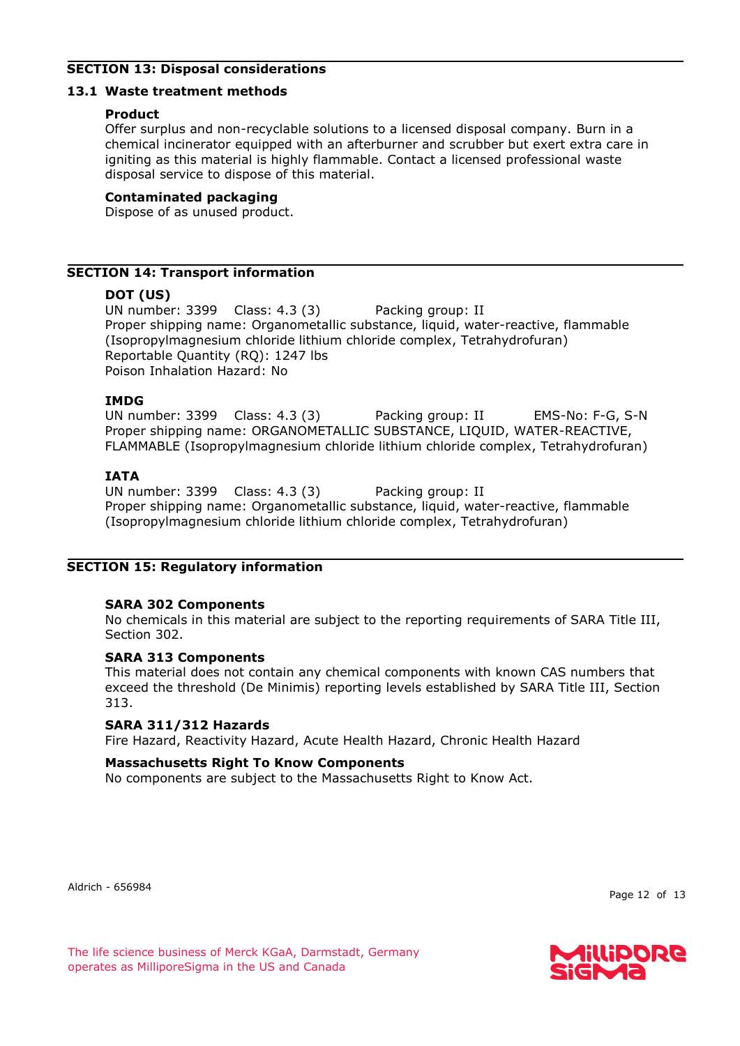## SECTION 13: Disposal considerations

### 13.1 Waste treatment methods

**Product**

Offer surplus and non-recyclable solutions to a licensed disposal company. Burn in a chemical incinerator equipped with an afterburner and scrubber but exert extra care in igniting as this material is highly flammable. Contact a licensed professional waste disposal service to dispose of this material.

**Contaminated packaging**

Dispose of as unused product.

## SECTION 14: Transport information

**DOT (US)**

UN number: 3399 Class: 4.3 (3) Packing group: II
Proper shipping name: Organometallic substance, liquid, water-reactive, flammable (Isopropylmagnesium chloride lithium chloride complex, Tetrahydrofuran)
Reportable Quantity (RQ): 1247 lbs
Poison Inhalation Hazard: No

**IMDG**

UN number: 3399 Class: 4.3 (3) Packing group: II EMS-No: F-G, S-N
Proper shipping name: ORGANOMETALLIC SUBSTANCE, LIQUID, WATER-REACTIVE, FLAMMABLE (Isopropylmagnesium chloride lithium chloride complex, Tetrahydrofuran)

**IATA**

UN number: 3399 Class: 4.3 (3) Packing group: II
Proper shipping name: Organometallic substance, liquid, water-reactive, flammable (Isopropylmagnesium chloride lithium chloride complex, Tetrahydrofuran)

## SECTION 15: Regulatory information

**SARA 302 Components**

No chemicals in this material are subject to the reporting requirements of SARA Title III, Section 302.

**SARA 313 Components**

This material does not contain any chemical components with known CAS numbers that exceed the threshold (De Minimis) reporting levels established by SARA Title III, Section 313.

**SARA 311/312 Hazards**

Fire Hazard, Reactivity Hazard, Acute Health Hazard, Chronic Health Hazard

**Massachusetts Right To Know Components**

No components are subject to the Massachusetts Right to Know Act.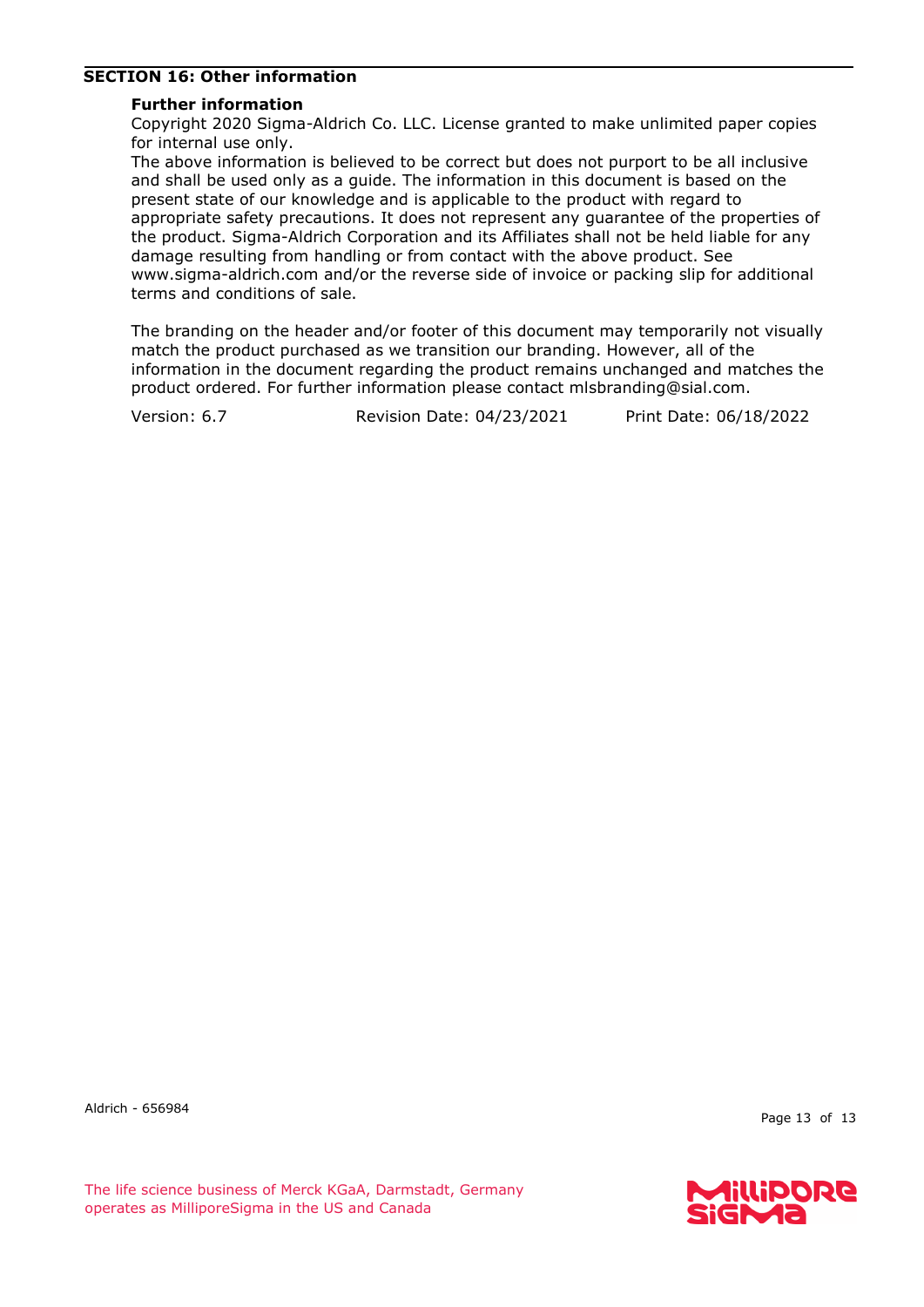## SECTION 16: Other information

### Further information

Copyright 2020 Sigma-Aldrich Co. LLC. License granted to make unlimited paper copies for internal use only.
The above information is believed to be correct but does not purport to be all inclusive and shall be used only as a guide. The information in this document is based on the present state of our knowledge and is applicable to the product with regard to appropriate safety precautions. It does not represent any guarantee of the properties of the product. Sigma-Aldrich Corporation and its Affiliates shall not be held liable for any damage resulting from handling or from contact with the above product. See www.sigma-aldrich.com and/or the reverse side of invoice or packing slip for additional terms and conditions of sale.

The branding on the header and/or footer of this document may temporarily not visually match the product purchased as we transition our branding. However, all of the information in the document regarding the product remains unchanged and matches the product ordered. For further information please contact mlsbranding@sial.com.

Version: 6.7 Revision Date: 04/23/2021 Print Date: 06/18/2022